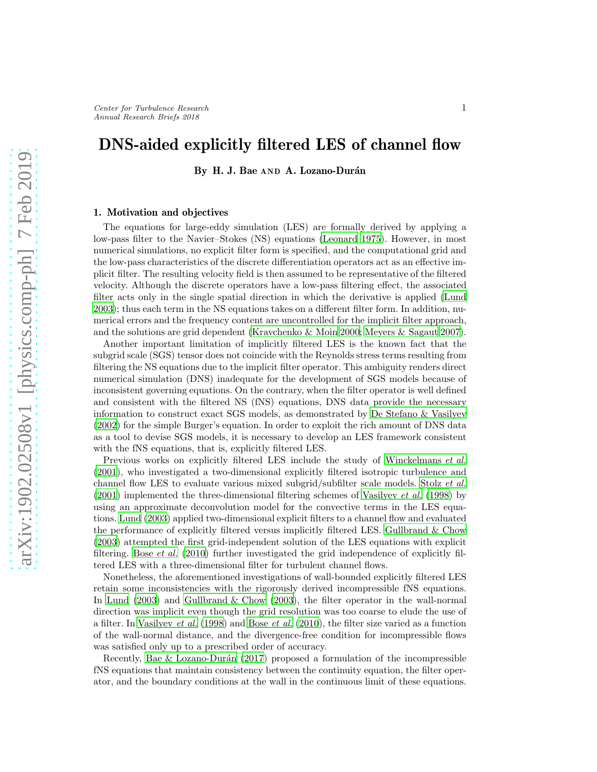# DNS-aided explicitly filtered LES of channel flow

By H. J. Bae AND A. Lozano-Durán

## 1. Motivation and objectives

The equations for large-eddy simulation (LES) are formally derived by applying a low-pass filter to the Navier–Stokes (NS) equations (Leonard 1975). However, in most numerical simulations, no explicit filter form is specified, and the computational grid and the low-pass characteristics of the discrete differentiation operators act as an effective implicit filter. The resulting velocity field is then assumed to be representative of the filtered velocity. Although the discrete operators have a low-pass filtering effect, the associated filter acts only in the single spatial direction in which the derivative is applied (Lund 2003); thus each term in the NS equations takes on a different filter form. In addition, numerical errors and the frequency content are uncontrolled for the implicit filter approach, and the solutions are grid dependent (Kravchenko & Moin 2000; Meyers & Sagaut 2007).

Another important limitation of implicitly filtered LES is the known fact that the subgrid scale (SGS) tensor does not coincide with the Reynolds stress terms resulting from filtering the NS equations due to the implicit filter operator. This ambiguity renders direct numerical simulation (DNS) inadequate for the development of SGS models because of inconsistent governing equations. On the contrary, when the filter operator is well defined and consistent with the filtered NS (fNS) equations, DNS data provide the necessary information to construct exact SGS models, as demonstrated by De Stefano & Vasilyev (2002) for the simple Burger's equation. In order to exploit the rich amount of DNS data as a tool to devise SGS models, it is necessary to develop an LES framework consistent with the fNS equations, that is, explicitly filtered LES.

Previous works on explicitly filtered LES include the study of Winckelmans *et al.* (2001), who investigated a two-dimensional explicitly filtered isotropic turbulence and channel flow LES to evaluate various mixed subgrid/subfilter scale models. Stolz *et al.* (2001) implemented the three-dimensional filtering schemes of Vasilyev *et al.* (1998) by using an approximate deconvolution model for the convective terms in the LES equations. Lund (2003) applied two-dimensional explicit filters to a channel flow and evaluated the performance of explicitly filtered versus implicitly filtered LES. Gullbrand & Chow (2003) attempted the first grid-independent solution of the LES equations with explicit filtering. Bose *et al.* (2010) further investigated the grid independence of explicitly filtered LES with a three-dimensional filter for turbulent channel flows.

Nonetheless, the aforementioned investigations of wall-bounded explicitly filtered LES retain some inconsistencies with the rigorously derived incompressible fNS equations. In Lund (2003) and Gullbrand & Chow (2003), the filter operator in the wall-normal direction was implicit even though the grid resolution was too coarse to elude the use of a filter. In Vasilyev *et al.* (1998) and Bose *et al.* (2010), the filter size varied as a function of the wall-normal distance, and the divergence-free condition for incompressible flows was satisfied only up to a prescribed order of accuracy.

Recently, Bae & Lozano-Durán (2017) proposed a formulation of the incompressible fNS equations that maintain consistency between the continuity equation, the filter operator, and the boundary conditions at the wall in the continuous limit of these equations.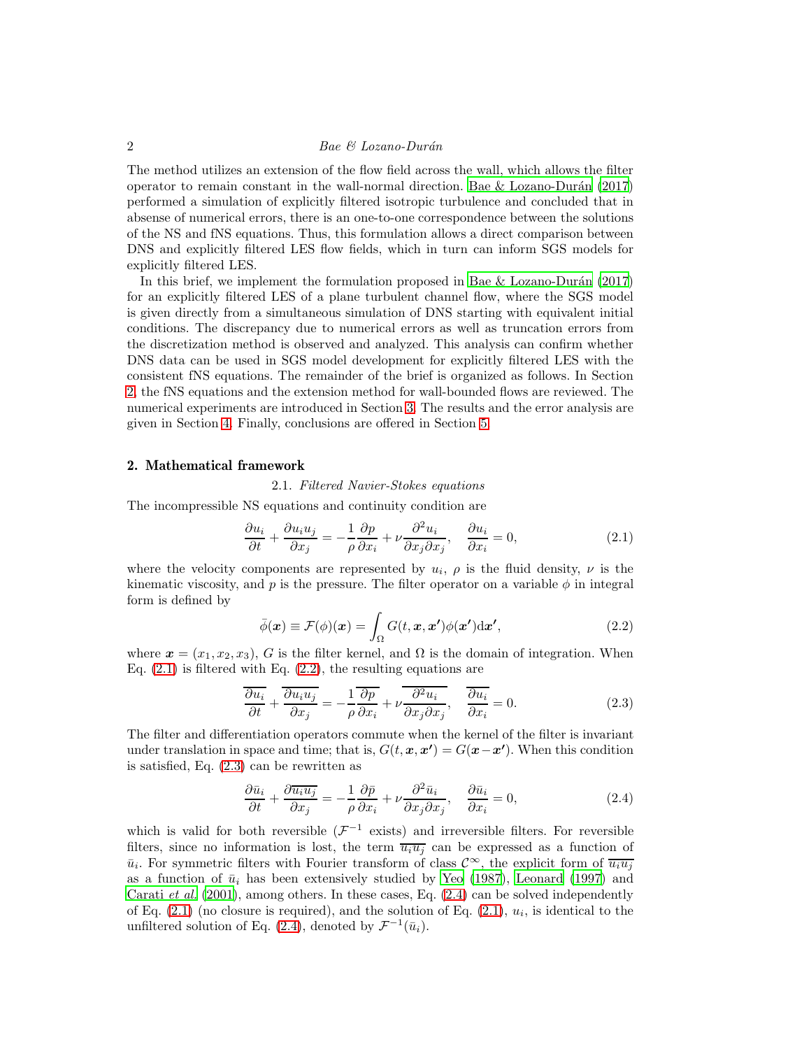The method utilizes an extension of the flow field across the wall, which allows the filter operator to remain constant in the wall-normal direction. Bae & Lozano-Durán (2017) performed a simulation of explicitly filtered isotropic turbulence and concluded that in absense of numerical errors, there is an one-to-one correspondence between the solutions of the NS and fNS equations. Thus, this formulation allows a direct comparison between DNS and explicitly filtered LES flow fields, which in turn can inform SGS models for explicitly filtered LES.

In this brief, we implement the formulation proposed in Bae & Lozano-Durán (2017) for an explicitly filtered LES of a plane turbulent channel flow, where the SGS model is given directly from a simultaneous simulation of DNS starting with equivalent initial conditions. The discrepancy due to numerical errors as well as truncation errors from the discretization method is observed and analyzed. This analysis can confirm whether DNS data can be used in SGS model development for explicitly filtered LES with the consistent fNS equations. The remainder of the brief is organized as follows. In Section 2, the fNS equations and the extension method for wall-bounded flows are reviewed. The numerical experiments are introduced in Section 3. The results and the error analysis are given in Section 4. Finally, conclusions are offered in Section 5.

## 2. Mathematical framework

### 2.1. *Filtered Navier-Stokes equations*

The incompressible NS equations and continuity condition are

$$\frac{\partial u_i}{\partial t} + \frac{\partial u_i u_j}{\partial x_j} = -\frac{1}{\rho}\frac{\partial p}{\partial x_i} + \nu \frac{\partial^2 u_i}{\partial x_j \partial x_j}, \quad \frac{\partial u_i}{\partial x_i} = 0, \tag{2.1}$$

where the velocity components are represented by $u_i$, $\rho$ is the fluid density, $\nu$ is the kinematic viscosity, and $p$ is the pressure. The filter operator on a variable $\phi$ in integral form is defined by

$$\bar{\phi}(\boldsymbol{x}) \equiv \mathcal{F}(\phi)(\boldsymbol{x}) = \int_{\Omega} G(t, \boldsymbol{x}, \boldsymbol{x'})\phi(\boldsymbol{x'})\mathrm{d}\boldsymbol{x'}, \tag{2.2}$$

where $\boldsymbol{x} = (x_1, x_2, x_3)$, $G$ is the filter kernel, and $\Omega$ is the domain of integration. When Eq. (2.1) is filtered with Eq. (2.2), the resulting equations are

$$\overline{\frac{\partial u_i}{\partial t}} + \overline{\frac{\partial u_i u_j}{\partial x_j}} = -\frac{1}{\rho}\overline{\frac{\partial p}{\partial x_i}} + \nu \overline{\frac{\partial^2 u_i}{\partial x_j \partial x_j}}, \quad \overline{\frac{\partial u_i}{\partial x_i}} = 0. \tag{2.3}$$

The filter and differentiation operators commute when the kernel of the filter is invariant under translation in space and time; that is, $G(t, \boldsymbol{x}, \boldsymbol{x'}) = G(\boldsymbol{x} - \boldsymbol{x'})$. When this condition is satisfied, Eq. (2.3) can be rewritten as

$$\frac{\partial \bar{u}_i}{\partial t} + \frac{\partial \overline{u_i u_j}}{\partial x_j} = -\frac{1}{\rho}\frac{\partial \bar{p}}{\partial x_i} + \nu \frac{\partial^2 \bar{u}_i}{\partial x_j \partial x_j}, \quad \frac{\partial \bar{u}_i}{\partial x_i} = 0, \tag{2.4}$$

which is valid for both reversible ($\mathcal{F}^{-1}$ exists) and irreversible filters. For reversible filters, since no information is lost, the term $\overline{u_i u_j}$ can be expressed as a function of $\bar{u}_i$. For symmetric filters with Fourier transform of class $\mathcal{C}^{\infty}$, the explicit form of $\overline{u_i u_j}$ as a function of $\bar{u}_i$ has been extensively studied by Yeo (1987), Leonard (1997) and Carati *et al.* (2001), among others. In these cases, Eq. (2.4) can be solved independently of Eq. (2.1) (no closure is required), and the solution of Eq. (2.1), $u_i$, is identical to the unfiltered solution of Eq. (2.4), denoted by $\mathcal{F}^{-1}(\bar{u}_i)$.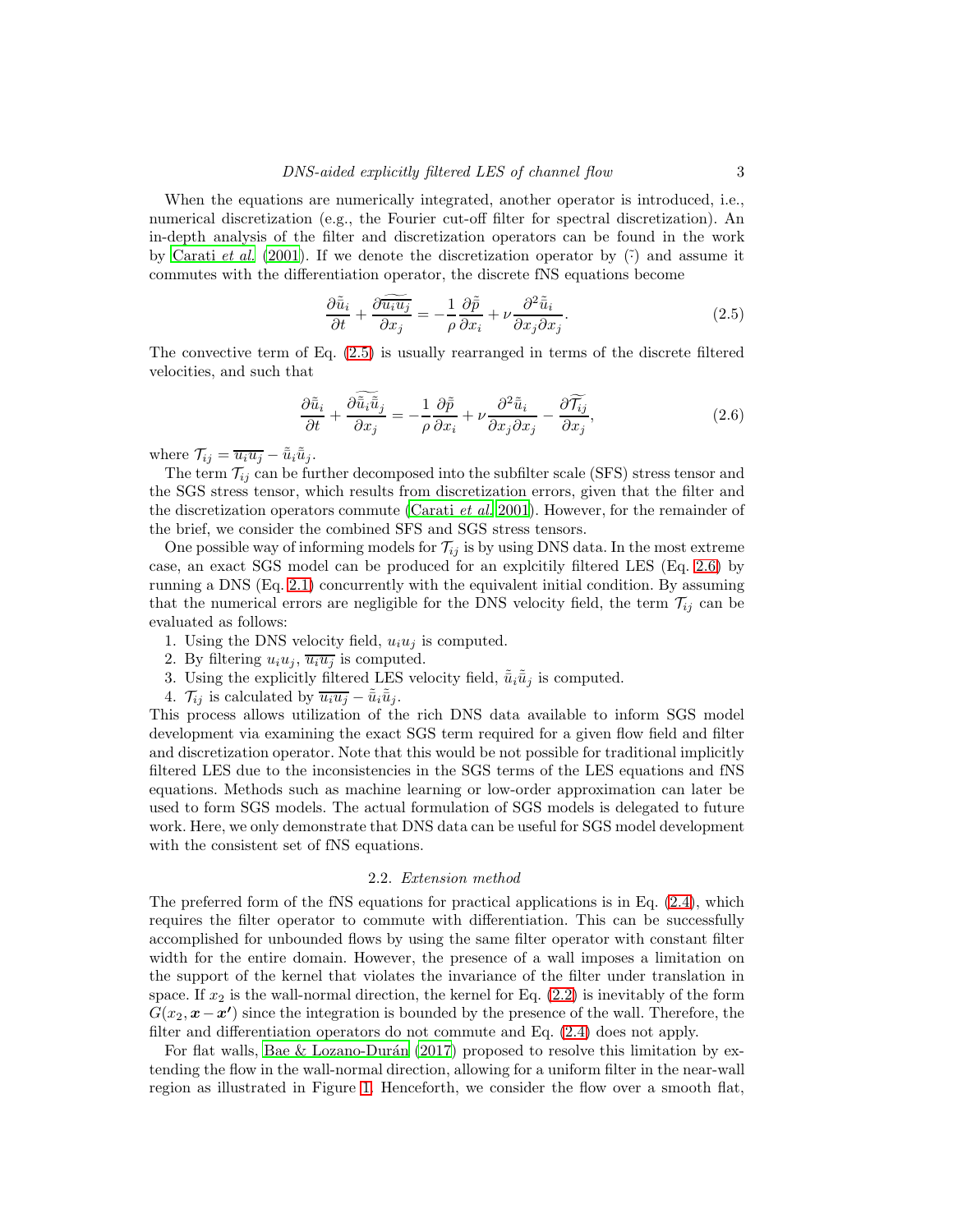When the equations are numerically integrated, another operator is introduced, i.e., numerical discretization (e.g., the Fourier cut-off filter for spectral discretization). An in-depth analysis of the filter and discretization operators can be found in the work by Carati *et al.* (2001). If we denote the discretization operator by $\tilde{(\cdot)}$ and assume it commutes with the differentiation operator, the discrete fNS equations become

$$\frac{\partial \tilde{\bar{u}}_i}{\partial t} + \frac{\partial \widetilde{\overline{u_i u_j}}}{\partial x_j} = -\frac{1}{\rho}\frac{\partial \tilde{\bar{p}}}{\partial x_i} + \nu \frac{\partial^2 \tilde{\bar{u}}_i}{\partial x_j \partial x_j}. \tag{2.5}$$

The convective term of Eq. (2.5) is usually rearranged in terms of the discrete filtered velocities, and such that

$$\frac{\partial \tilde{\bar{u}}_i}{\partial t} + \frac{\partial \widetilde{\tilde{\bar{u}}_i \tilde{\bar{u}}_j}}{\partial x_j} = -\frac{1}{\rho}\frac{\partial \tilde{\bar{p}}}{\partial x_i} + \nu \frac{\partial^2 \tilde{\bar{u}}_i}{\partial x_j \partial x_j} - \frac{\partial \widetilde{\mathcal{T}_{ij}}}{\partial x_j}, \tag{2.6}$$

where $\mathcal{T}_{ij} = \overline{u_i u_j} - \tilde{\bar{u}}_i \tilde{\bar{u}}_j$.

The term $\mathcal{T}_{ij}$ can be further decomposed into the subfilter scale (SFS) stress tensor and the SGS stress tensor, which results from discretization errors, given that the filter and the discretization operators commute (Carati *et al.* 2001). However, for the remainder of the brief, we consider the combined SFS and SGS stress tensors.

One possible way of informing models for $\mathcal{T}_{ij}$ is by using DNS data. In the most extreme case, an exact SGS model can be produced for an explcitily filtered LES (Eq. 2.6) by running a DNS (Eq. 2.1) concurrently with the equivalent initial condition. By assuming that the numerical errors are negligible for the DNS velocity field, the term $\mathcal{T}_{ij}$ can be evaluated as follows:

1. Using the DNS velocity field, $u_i u_j$ is computed.
2. By filtering $u_i u_j$, $\overline{u_i u_j}$ is computed.
3. Using the explicitly filtered LES velocity field, $\tilde{\bar{u}}_i \tilde{\bar{u}}_j$ is computed.
4. $\mathcal{T}_{ij}$ is calculated by $\overline{u_i u_j} - \tilde{\bar{u}}_i \tilde{\bar{u}}_j$.

This process allows utilization of the rich DNS data available to inform SGS model development via examining the exact SGS term required for a given flow field and filter and discretization operator. Note that this would be not possible for traditional implicitly filtered LES due to the inconsistencies in the SGS terms of the LES equations and fNS equations. Methods such as machine learning or low-order approximation can later be used to form SGS models. The actual formulation of SGS models is delegated to future work. Here, we only demonstrate that DNS data can be useful for SGS model development with the consistent set of fNS equations.

### 2.2. *Extension method*

The preferred form of the fNS equations for practical applications is in Eq. (2.4), which requires the filter operator to commute with differentiation. This can be successfully accomplished for unbounded flows by using the same filter operator with constant filter width for the entire domain. However, the presence of a wall imposes a limitation on the support of the kernel that violates the invariance of the filter under translation in space. If $x_2$ is the wall-normal direction, the kernel for Eq. (2.2) is inevitably of the form $G(x_2, \boldsymbol{x} - \boldsymbol{x'})$ since the integration is bounded by the presence of the wall. Therefore, the filter and differentiation operators do not commute and Eq. (2.4) does not apply.

For flat walls, Bae & Lozano-Durán (2017) proposed to resolve this limitation by extending the flow in the wall-normal direction, allowing for a uniform filter in the near-wall region as illustrated in Figure 1. Henceforth, we consider the flow over a smooth flat,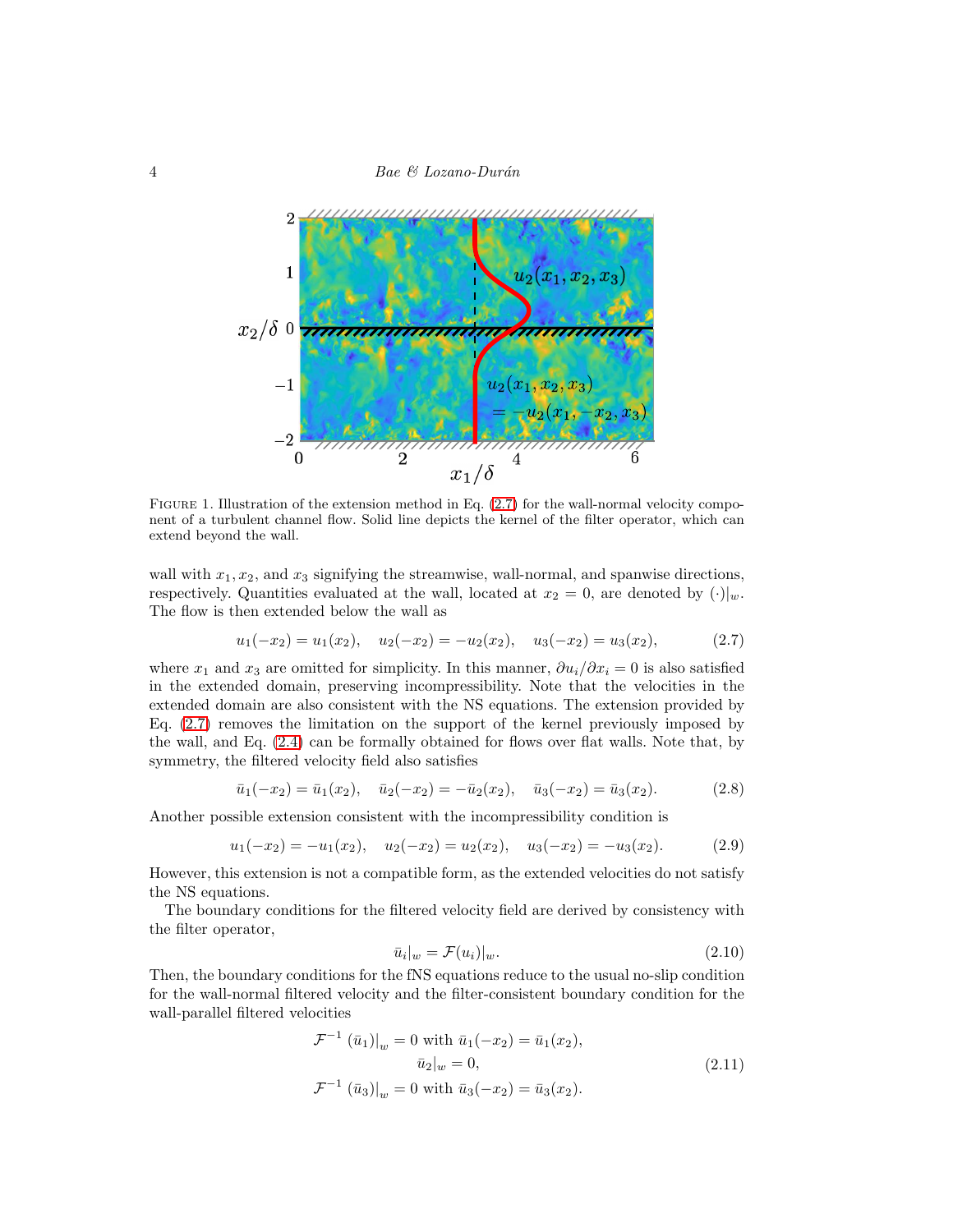Figure 1. Illustration of the extension method in Eq. (2.7) for the wall-normal velocity component of a turbulent channel flow. Solid line depicts the kernel of the filter operator, which can extend beyond the wall.

wall with $x_1, x_2$, and $x_3$ signifying the streamwise, wall-normal, and spanwise directions, respectively. Quantities evaluated at the wall, located at $x_2 = 0$, are denoted by $(\cdot)|_w$. The flow is then extended below the wall as

$$u_1(-x_2) = u_1(x_2), \quad u_2(-x_2) = -u_2(x_2), \quad u_3(-x_2) = u_3(x_2), \tag{2.7}$$

where $x_1$ and $x_3$ are omitted for simplicity. In this manner, $\partial u_i/\partial x_i = 0$ is also satisfied in the extended domain, preserving incompressibility. Note that the velocities in the extended domain are also consistent with the NS equations. The extension provided by Eq. (2.7) removes the limitation on the support of the kernel previously imposed by the wall, and Eq. (2.4) can be formally obtained for flows over flat walls. Note that, by symmetry, the filtered velocity field also satisfies

$$\bar{u}_1(-x_2) = \bar{u}_1(x_2), \quad \bar{u}_2(-x_2) = -\bar{u}_2(x_2), \quad \bar{u}_3(-x_2) = \bar{u}_3(x_2). \tag{2.8}$$

Another possible extension consistent with the incompressibility condition is

$$u_1(-x_2) = -u_1(x_2), \quad u_2(-x_2) = u_2(x_2), \quad u_3(-x_2) = -u_3(x_2). \tag{2.9}$$

However, this extension is not a compatible form, as the extended velocities do not satisfy the NS equations.

The boundary conditions for the filtered velocity field are derived by consistency with the filter operator,

$$\bar{u}_i|_w = \mathcal{F}(u_i)|_w. \tag{2.10}$$

Then, the boundary conditions for the fNS equations reduce to the usual no-slip condition for the wall-normal filtered velocity and the filter-consistent boundary condition for the wall-parallel filtered velocities

$$\begin{aligned} \mathcal{F}^{-1}\left(\bar{u}_1\right)\big|_w = 0 \text{ with } \bar{u}_1(-x_2) = \bar{u}_1(x_2), \\ \bar{u}_2|_w = 0, \\ \mathcal{F}^{-1}\left(\bar{u}_3\right)\big|_w = 0 \text{ with } \bar{u}_3(-x_2) = \bar{u}_3(x_2). \end{aligned} \tag{2.11}$$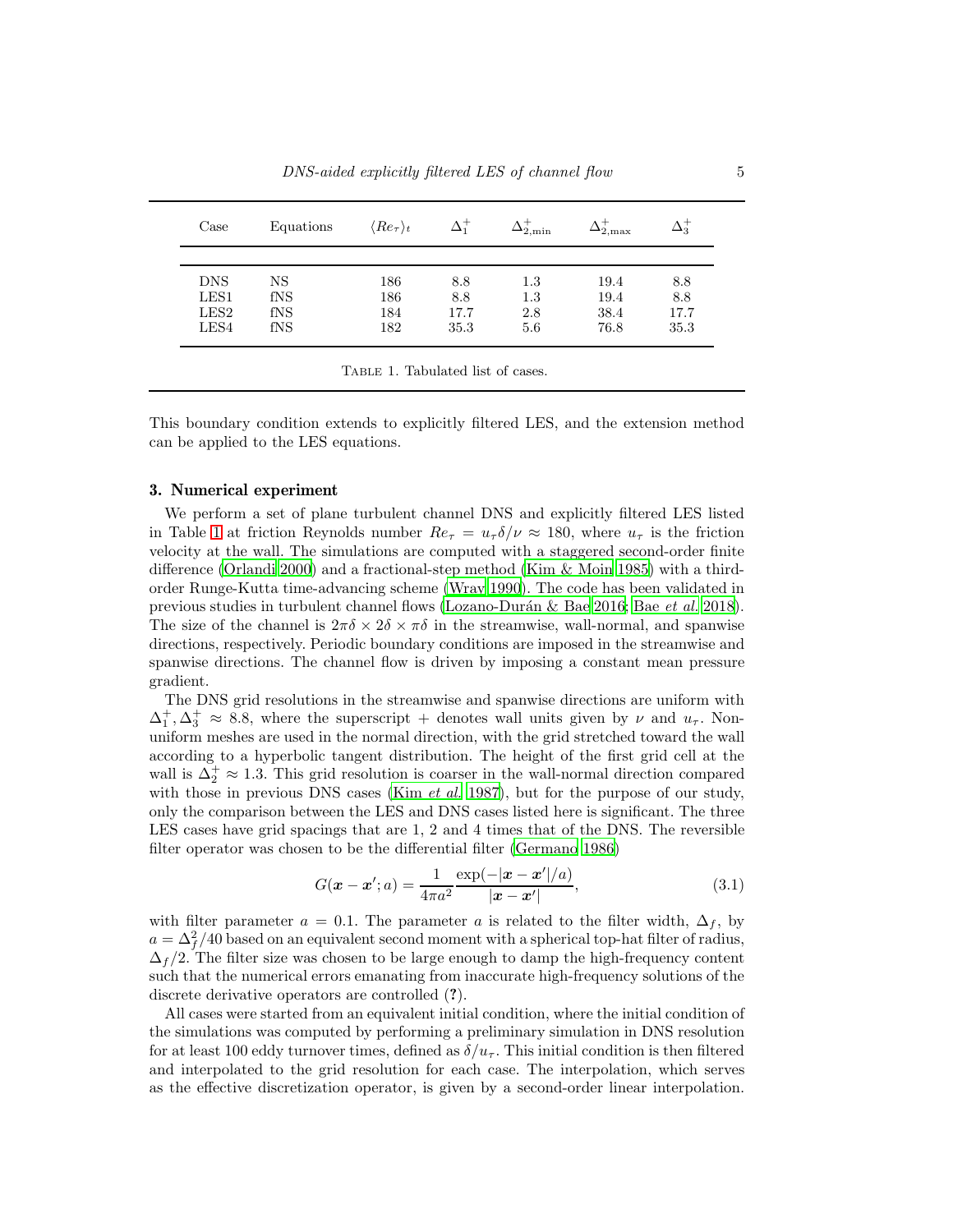| Case | Equations | $\langle Re_\tau \rangle_t$ | $\Delta_1^+$ | $\Delta_{2,\min}^+$ | $\Delta_{2,\max}^+$ | $\Delta_3^+$ |
|---|---|---|---|---|---|---|
| DNS | NS | 186 | 8.8 | 1.3 | 19.4 | 8.8 |
| LES1 | fNS | 186 | 8.8 | 1.3 | 19.4 | 8.8 |
| LES2 | fNS | 184 | 17.7 | 2.8 | 38.4 | 17.7 |
| LES4 | fNS | 182 | 35.3 | 5.6 | 76.8 | 35.3 |

Table 1. Tabulated list of cases.

This boundary condition extends to explicitly filtered LES, and the extension method can be applied to the LES equations.

## 3. Numerical experiment

We perform a set of plane turbulent channel DNS and explicitly filtered LES listed in Table 1 at friction Reynolds number $Re_\tau = u_\tau \delta/\nu \approx 180$, where $u_\tau$ is the friction velocity at the wall. The simulations are computed with a staggered second-order finite difference (Orlandi 2000) and a fractional-step method (Kim & Moin 1985) with a third-order Runge-Kutta time-advancing scheme (Wray 1990). The code has been validated in previous studies in turbulent channel flows (Lozano-Durán & Bae 2016; Bae *et al.* 2018). The size of the channel is $2\pi\delta \times 2\delta \times \pi\delta$ in the streamwise, wall-normal, and spanwise directions, respectively. Periodic boundary conditions are imposed in the streamwise and spanwise directions. The channel flow is driven by imposing a constant mean pressure gradient.

The DNS grid resolutions in the streamwise and spanwise directions are uniform with $\Delta_1^+, \Delta_3^+ \approx 8.8$, where the superscript $+$ denotes wall units given by $\nu$ and $u_\tau$. Non-uniform meshes are used in the normal direction, with the grid stretched toward the wall according to a hyperbolic tangent distribution. The height of the first grid cell at the wall is $\Delta_2^+ \approx 1.3$. This grid resolution is coarser in the wall-normal direction compared with those in previous DNS cases (Kim *et al.* 1987), but for the purpose of our study, only the comparison between the LES and DNS cases listed here is significant. The three LES cases have grid spacings that are 1, 2 and 4 times that of the DNS. The reversible filter operator was chosen to be the differential filter (Germano 1986)

$$G(\boldsymbol{x} - \boldsymbol{x}'; a) = \frac{1}{4\pi a^2} \frac{\exp(-|\boldsymbol{x} - \boldsymbol{x}'|/a)}{|\boldsymbol{x} - \boldsymbol{x}'|}, \tag{3.1}$$

with filter parameter $a = 0.1$. The parameter $a$ is related to the filter width, $\Delta_f$, by $a = \Delta_f^2/40$ based on an equivalent second moment with a spherical top-hat filter of radius, $\Delta_f/2$. The filter size was chosen to be large enough to damp the high-frequency content such that the numerical errors emanating from inaccurate high-frequency solutions of the discrete derivative operators are controlled (?).

All cases were started from an equivalent initial condition, where the initial condition of the simulations was computed by performing a preliminary simulation in DNS resolution for at least 100 eddy turnover times, defined as $\delta/u_\tau$. This initial condition is then filtered and interpolated to the grid resolution for each case. The interpolation, which serves as the effective discretization operator, is given by a second-order linear interpolation.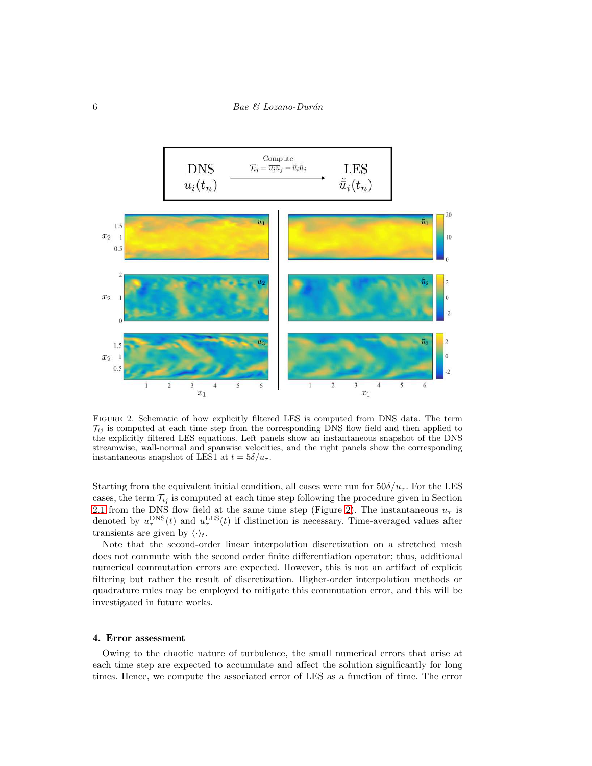FIGURE 2. Schematic of how explicitly filtered LES is computed from DNS data. The term $\mathcal{T}_{ij}$ is computed at each time step from the corresponding DNS flow field and then applied to the explicitly filtered LES equations. Left panels show an instantaneous snapshot of the DNS streamwise, wall-normal and spanwise velocities, and the right panels show the corresponding instantaneous snapshot of LES1 at $t = 5\delta/u_\tau$.

Starting from the equivalent initial condition, all cases were run for $50\delta/u_\tau$. For the LES cases, the term $\mathcal{T}_{ij}$ is computed at each time step following the procedure given in Section 2.1 from the DNS flow field at the same time step (Figure 2). The instantaneous $u_\tau$ is denoted by $u_\tau^{\mathrm{DNS}}(t)$ and $u_\tau^{\mathrm{LES}}(t)$ if distinction is necessary. Time-averaged values after transients are given by $\langle\cdot\rangle_t$.

Note that the second-order linear interpolation discretization on a stretched mesh does not commute with the second order finite differentiation operator; thus, additional numerical commutation errors are expected. However, this is not an artifact of explicit filtering but rather the result of discretization. Higher-order interpolation methods or quadrature rules may be employed to mitigate this commutation error, and this will be investigated in future works.

## 4. Error assessment

Owing to the chaotic nature of turbulence, the small numerical errors that arise at each time step are expected to accumulate and affect the solution significantly for long times. Hence, we compute the associated error of LES as a function of time. The error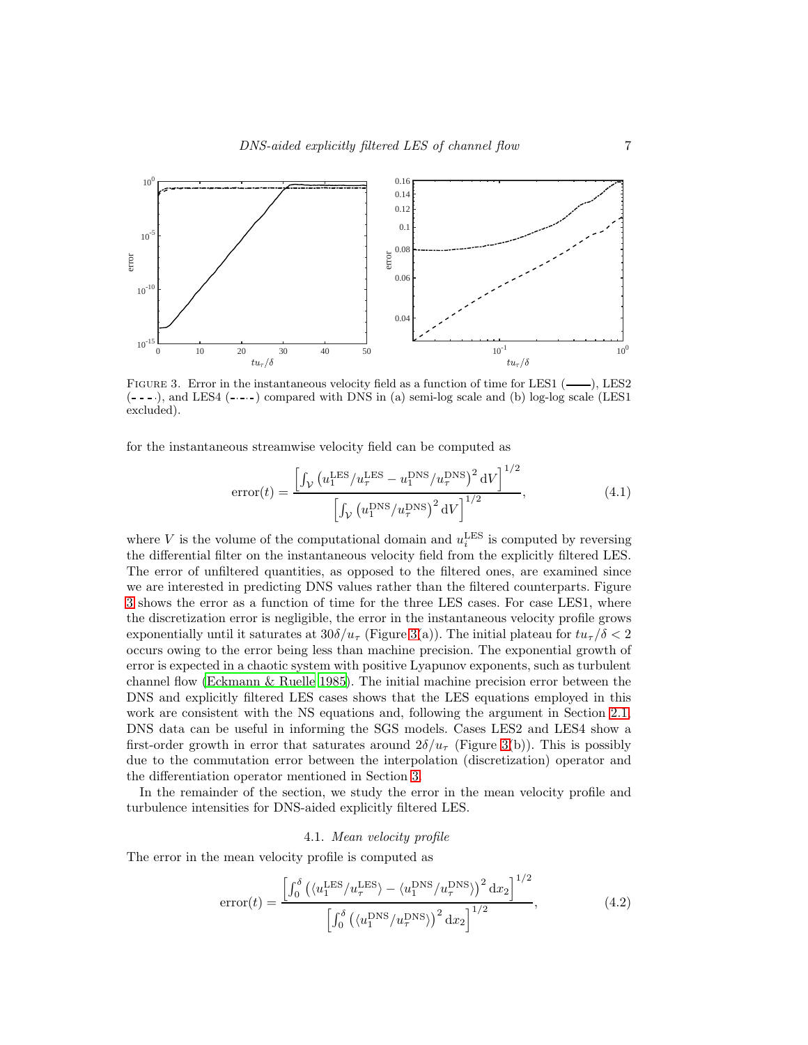FIGURE 3. Error in the instantaneous velocity field as a function of time for LES1 (——), LES2 (- - - -), and LES4 (-·-·-) compared with DNS in (a) semi-log scale and (b) log-log scale (LES1 excluded).

for the instantaneous streamwise velocity field can be computed as

$$\text{error}(t) = \frac{\left[\int_{\mathcal{V}} \left(u_1^{\text{LES}}/u_\tau^{\text{LES}} - u_1^{\text{DNS}}/u_\tau^{\text{DNS}}\right)^2 \text{d}V\right]^{1/2}}{\left[\int_{\mathcal{V}} \left(u_1^{\text{DNS}}/u_\tau^{\text{DNS}}\right)^2 \text{d}V\right]^{1/2}}, \tag{4.1}$$

where $V$ is the volume of the computational domain and $u_i^{\text{LES}}$ is computed by reversing the differential filter on the instantaneous velocity field from the explicitly filtered LES. The error of unfiltered quantities, as opposed to the filtered ones, are examined since we are interested in predicting DNS values rather than the filtered counterparts. Figure 3 shows the error as a function of time for the three LES cases. For case LES1, where the discretization error is negligible, the error in the instantaneous velocity profile grows exponentially until it saturates at $30\delta/u_\tau$ (Figure 3(a)). The initial plateau for $tu_\tau/\delta < 2$ occurs owing to the error being less than machine precision. The exponential growth of error is expected in a chaotic system with positive Lyapunov exponents, such as turbulent channel flow (Eckmann & Ruelle 1985). The initial machine precision error between the DNS and explicitly filtered LES cases shows that the LES equations employed in this work are consistent with the NS equations and, following the argument in Section 2.1, DNS data can be useful in informing the SGS models. Cases LES2 and LES4 show a first-order growth in error that saturates around $2\delta/u_\tau$ (Figure 3(b)). This is possibly due to the commutation error between the interpolation (discretization) operator and the differentiation operator mentioned in Section 3.

In the remainder of the section, we study the error in the mean velocity profile and turbulence intensities for DNS-aided explicitly filtered LES.

### 4.1. *Mean velocity profile*

The error in the mean velocity profile is computed as

$$\text{error}(t) = \frac{\left[\int_0^\delta \left(\langle u_1^{\text{LES}}/u_\tau^{\text{LES}}\rangle - \langle u_1^{\text{DNS}}/u_\tau^{\text{DNS}}\rangle\right)^2 \text{d}x_2\right]^{1/2}}{\left[\int_0^\delta \left(\langle u_1^{\text{DNS}}/u_\tau^{\text{DNS}}\rangle\right)^2 \text{d}x_2\right]^{1/2}}, \tag{4.2}$$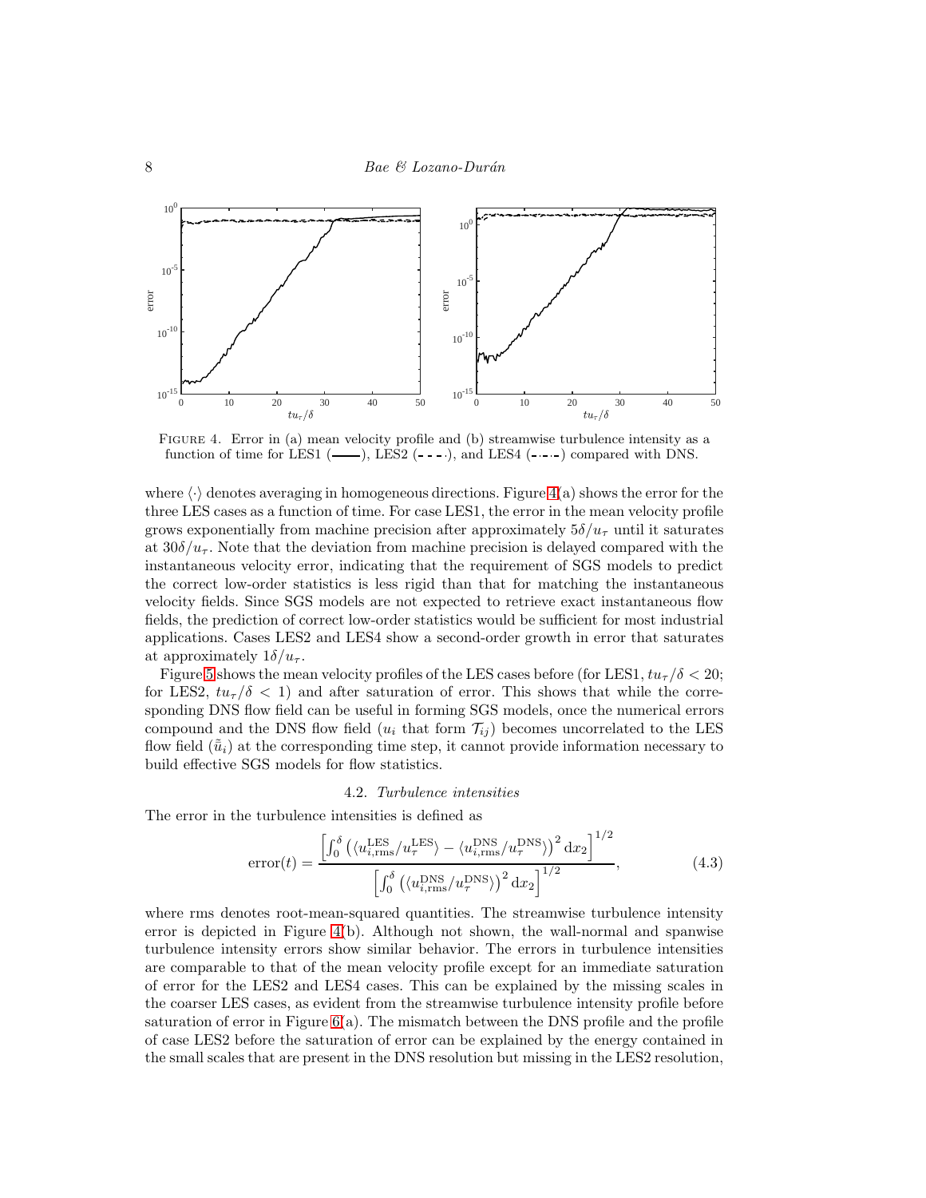FIGURE 4. Error in (a) mean velocity profile and (b) streamwise turbulence intensity as a function of time for LES1 (——), LES2 (- - - -), and LES4 (- · - · -) compared with DNS.

where $\langle\cdot\rangle$ denotes averaging in homogeneous directions. Figure 4(a) shows the error for the three LES cases as a function of time. For case LES1, the error in the mean velocity profile grows exponentially from machine precision after approximately $5\delta/u_\tau$ until it saturates at $30\delta/u_\tau$. Note that the deviation from machine precision is delayed compared with the instantaneous velocity error, indicating that the requirement of SGS models to predict the correct low-order statistics is less rigid than that for matching the instantaneous velocity fields. Since SGS models are not expected to retrieve exact instantaneous flow fields, the prediction of correct low-order statistics would be sufficient for most industrial applications. Cases LES2 and LES4 show a second-order growth in error that saturates at approximately $1\delta/u_\tau$.

Figure 5 shows the mean velocity profiles of the LES cases before (for LES1, $tu_\tau/\delta < 20$; for LES2, $tu_\tau/\delta < 1$) and after saturation of error. This shows that while the corresponding DNS flow field can be useful in forming SGS models, once the numerical errors compound and the DNS flow field ($u_i$ that form $\mathcal{T}_{ij}$) becomes uncorrelated to the LES flow field ($\tilde{\bar{u}}_i$) at the corresponding time step, it cannot provide information necessary to build effective SGS models for flow statistics.

### 4.2. *Turbulence intensities*

The error in the turbulence intensities is defined as

$$\text{error}(t) = \frac{\left[\int_0^\delta \left(\langle u_{i,\text{rms}}^{\text{LES}}/u_\tau^{\text{LES}}\rangle - \langle u_{i,\text{rms}}^{\text{DNS}}/u_\tau^{\text{DNS}}\rangle\right)^2 \mathrm{d}x_2\right]^{1/2}}{\left[\int_0^\delta \left(\langle u_{i,\text{rms}}^{\text{DNS}}/u_\tau^{\text{DNS}}\rangle\right)^2 \mathrm{d}x_2\right]^{1/2}}, \tag{4.3}$$

where rms denotes root-mean-squared quantities. The streamwise turbulence intensity error is depicted in Figure 4(b). Although not shown, the wall-normal and spanwise turbulence intensity errors show similar behavior. The errors in turbulence intensities are comparable to that of the mean velocity profile except for an immediate saturation of error for the LES2 and LES4 cases. This can be explained by the missing scales in the coarser LES cases, as evident from the streamwise turbulence intensity profile before saturation of error in Figure 6(a). The mismatch between the DNS profile and the profile of case LES2 before the saturation of error can be explained by the energy contained in the small scales that are present in the DNS resolution but missing in the LES2 resolution,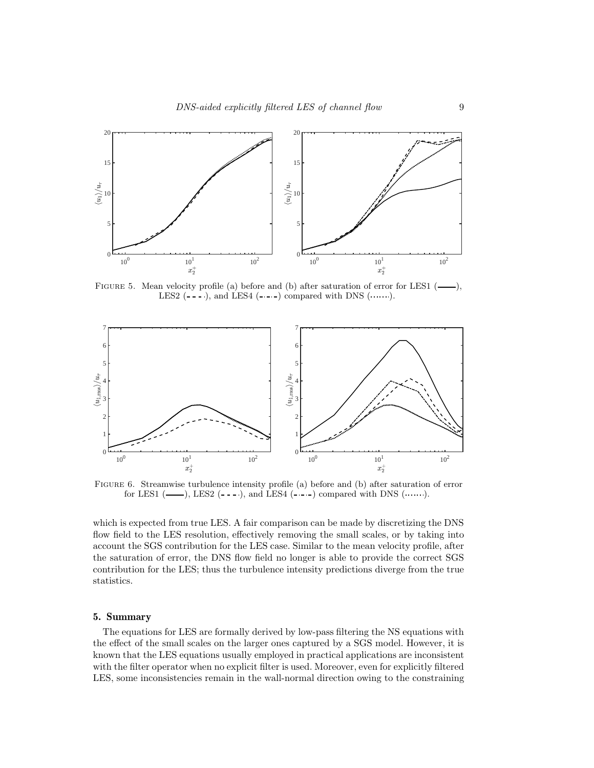FIGURE 5. Mean velocity profile (a) before and (b) after saturation of error for LES1 (——), LES2 (- - - -), and LES4 (-·-·-) compared with DNS (·······).

FIGURE 6. Streamwise turbulence intensity profile (a) before and (b) after saturation of error for LES1 (——), LES2 (- - - -), and LES4 (-·-·-) compared with DNS (·······).

which is expected from true LES. A fair comparison can be made by discretizing the DNS flow field to the LES resolution, effectively removing the small scales, or by taking into account the SGS contribution for the LES case. Similar to the mean velocity profile, after the saturation of error, the DNS flow field no longer is able to provide the correct SGS contribution for the LES; thus the turbulence intensity predictions diverge from the true statistics.

## 5. Summary

The equations for LES are formally derived by low-pass filtering the NS equations with the effect of the small scales on the larger ones captured by a SGS model. However, it is known that the LES equations usually employed in practical applications are inconsistent with the filter operator when no explicit filter is used. Moreover, even for explicitly filtered LES, some inconsistencies remain in the wall-normal direction owing to the constraining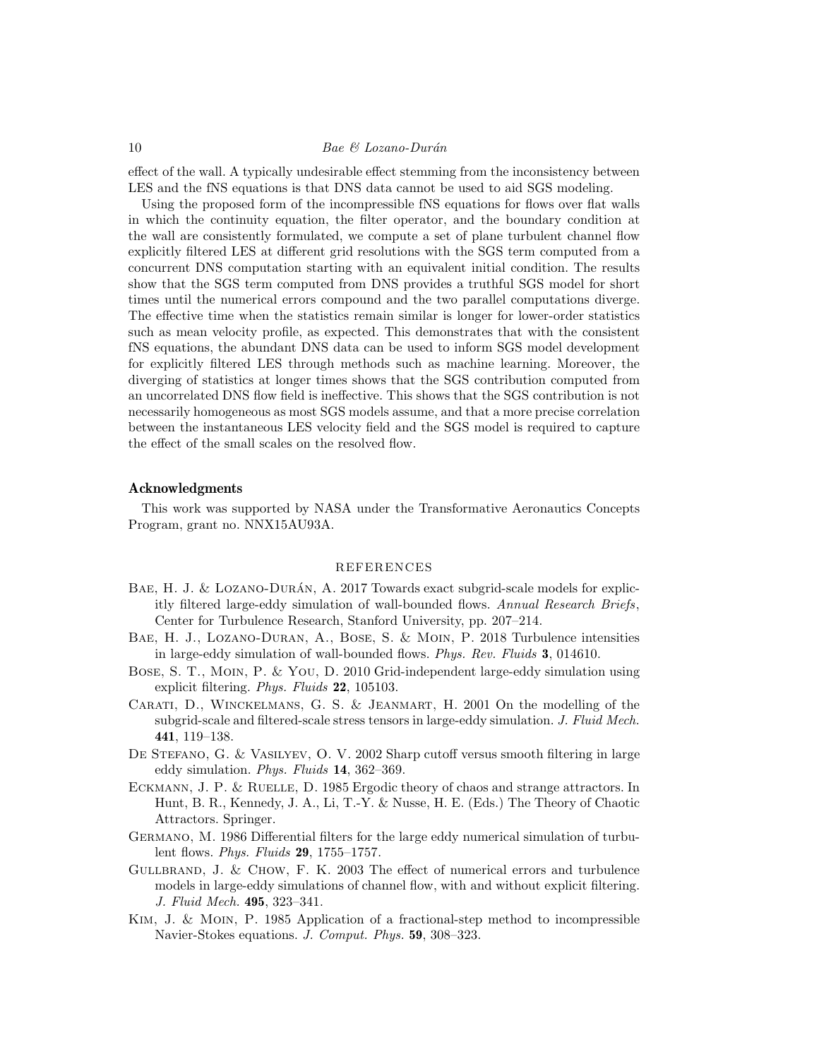effect of the wall. A typically undesirable effect stemming from the inconsistency between LES and the fNS equations is that DNS data cannot be used to aid SGS modeling.

Using the proposed form of the incompressible fNS equations for flows over flat walls in which the continuity equation, the filter operator, and the boundary condition at the wall are consistently formulated, we compute a set of plane turbulent channel flow explicitly filtered LES at different grid resolutions with the SGS term computed from a concurrent DNS computation starting with an equivalent initial condition. The results show that the SGS term computed from DNS provides a truthful SGS model for short times until the numerical errors compound and the two parallel computations diverge. The effective time when the statistics remain similar is longer for lower-order statistics such as mean velocity profile, as expected. This demonstrates that with the consistent fNS equations, the abundant DNS data can be used to inform SGS model development for explicitly filtered LES through methods such as machine learning. Moreover, the diverging of statistics at longer times shows that the SGS contribution computed from an uncorrelated DNS flow field is ineffective. This shows that the SGS contribution is not necessarily homogeneous as most SGS models assume, and that a more precise correlation between the instantaneous LES velocity field and the SGS model is required to capture the effect of the small scales on the resolved flow.

## Acknowledgments

This work was supported by NASA under the Transformative Aeronautics Concepts Program, grant no. NNX15AU93A.

## REFERENCES

Bae, H. J. & Lozano-Durán, A. 2017 Towards exact subgrid-scale models for explicitly filtered large-eddy simulation of wall-bounded flows. *Annual Research Briefs*, Center for Turbulence Research, Stanford University, pp. 207–214.

Bae, H. J., Lozano-Duran, A., Bose, S. & Moin, P. 2018 Turbulence intensities in large-eddy simulation of wall-bounded flows. *Phys. Rev. Fluids* **3**, 014610.

Bose, S. T., Moin, P. & You, D. 2010 Grid-independent large-eddy simulation using explicit filtering. *Phys. Fluids* **22**, 105103.

Carati, D., Winckelmans, G. S. & Jeanmart, H. 2001 On the modelling of the subgrid-scale and filtered-scale stress tensors in large-eddy simulation. *J. Fluid Mech.* **441**, 119–138.

De Stefano, G. & Vasilyev, O. V. 2002 Sharp cutoff versus smooth filtering in large eddy simulation. *Phys. Fluids* **14**, 362–369.

Eckmann, J. P. & Ruelle, D. 1985 Ergodic theory of chaos and strange attractors. In Hunt, B. R., Kennedy, J. A., Li, T.-Y. & Nusse, H. E. (Eds.) The Theory of Chaotic Attractors. Springer.

Germano, M. 1986 Differential filters for the large eddy numerical simulation of turbulent flows. *Phys. Fluids* **29**, 1755–1757.

Gullbrand, J. & Chow, F. K. 2003 The effect of numerical errors and turbulence models in large-eddy simulations of channel flow, with and without explicit filtering. *J. Fluid Mech.* **495**, 323–341.

Kim, J. & Moin, P. 1985 Application of a fractional-step method to incompressible Navier-Stokes equations. *J. Comput. Phys.* **59**, 308–323.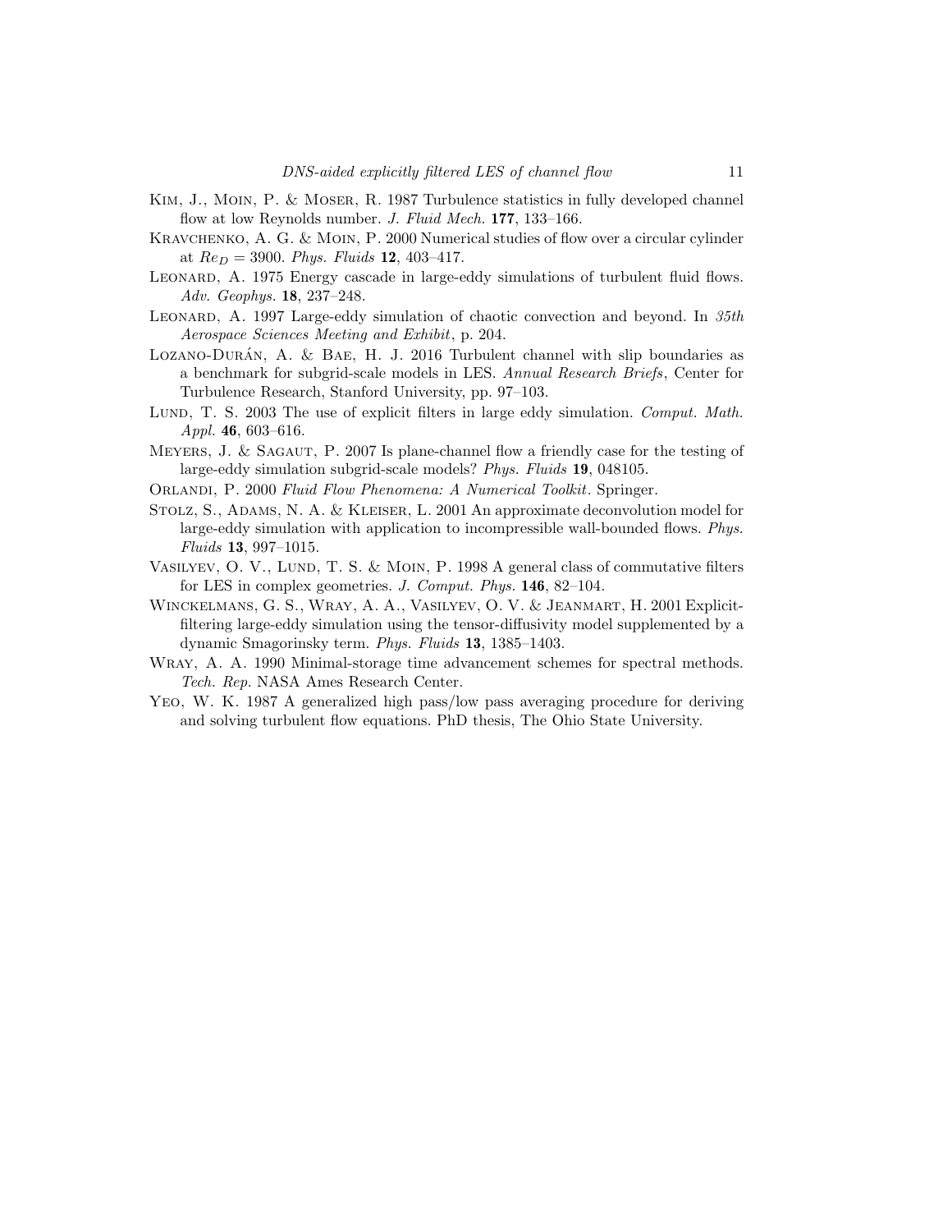Kim, J., Moin, P. & Moser, R. 1987 Turbulence statistics in fully developed channel flow at low Reynolds number. *J. Fluid Mech.* **177**, 133–166.

Kravchenko, A. G. & Moin, P. 2000 Numerical studies of flow over a circular cylinder at $Re_D = 3900$. *Phys. Fluids* **12**, 403–417.

Leonard, A. 1975 Energy cascade in large-eddy simulations of turbulent fluid flows. *Adv. Geophys.* **18**, 237–248.

Leonard, A. 1997 Large-eddy simulation of chaotic convection and beyond. In *35th Aerospace Sciences Meeting and Exhibit*, p. 204.

Lozano-Durán, A. & Bae, H. J. 2016 Turbulent channel with slip boundaries as a benchmark for subgrid-scale models in LES. *Annual Research Briefs*, Center for Turbulence Research, Stanford University, pp. 97–103.

Lund, T. S. 2003 The use of explicit filters in large eddy simulation. *Comput. Math. Appl.* **46**, 603–616.

Meyers, J. & Sagaut, P. 2007 Is plane-channel flow a friendly case for the testing of large-eddy simulation subgrid-scale models? *Phys. Fluids* **19**, 048105.

Orlandi, P. 2000 *Fluid Flow Phenomena: A Numerical Toolkit*. Springer.

Stolz, S., Adams, N. A. & Kleiser, L. 2001 An approximate deconvolution model for large-eddy simulation with application to incompressible wall-bounded flows. *Phys. Fluids* **13**, 997–1015.

Vasilyev, O. V., Lund, T. S. & Moin, P. 1998 A general class of commutative filters for LES in complex geometries. *J. Comput. Phys.* **146**, 82–104.

Winckelmans, G. S., Wray, A. A., Vasilyev, O. V. & Jeanmart, H. 2001 Explicit-filtering large-eddy simulation using the tensor-diffusivity model supplemented by a dynamic Smagorinsky term. *Phys. Fluids* **13**, 1385–1403.

Wray, A. A. 1990 Minimal-storage time advancement schemes for spectral methods. *Tech. Rep.* NASA Ames Research Center.

Yeo, W. K. 1987 A generalized high pass/low pass averaging procedure for deriving and solving turbulent flow equations. PhD thesis, The Ohio State University.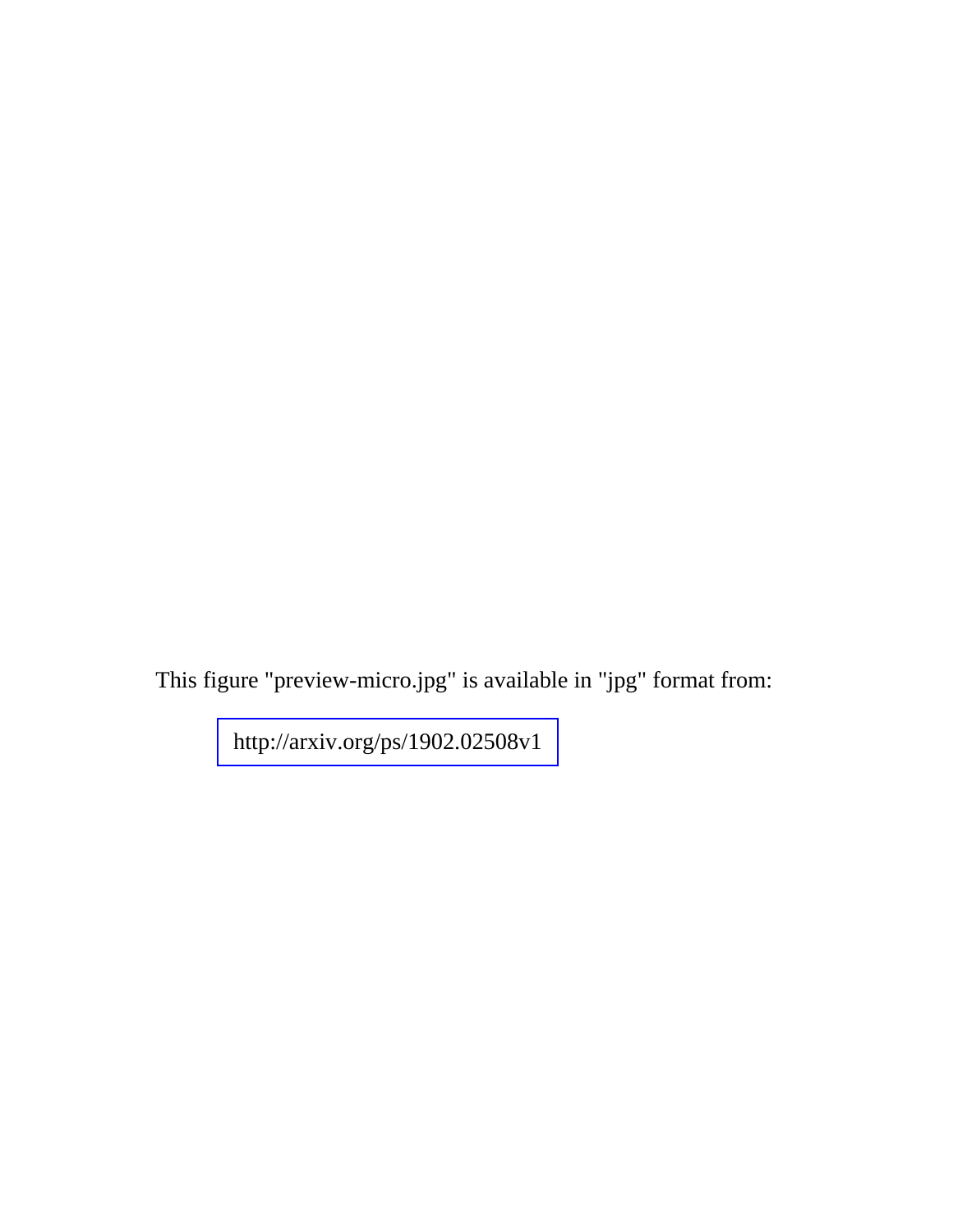This figure "preview-micro.jpg" is available in "jpg" format from:

http://arxiv.org/ps/1902.02508v1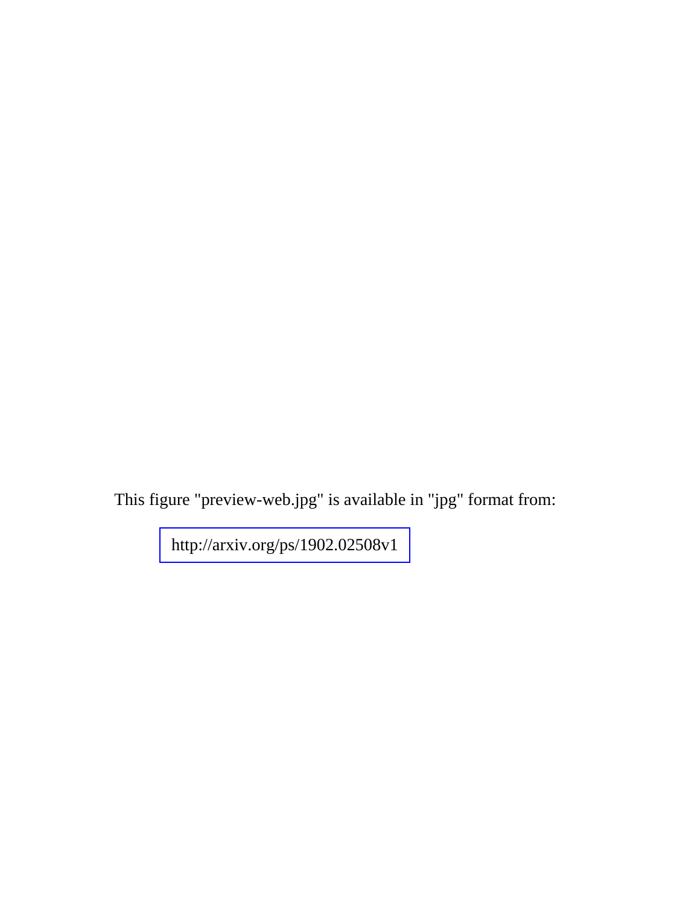This figure "preview-web.jpg" is available in "jpg" format from:

http://arxiv.org/ps/1902.02508v1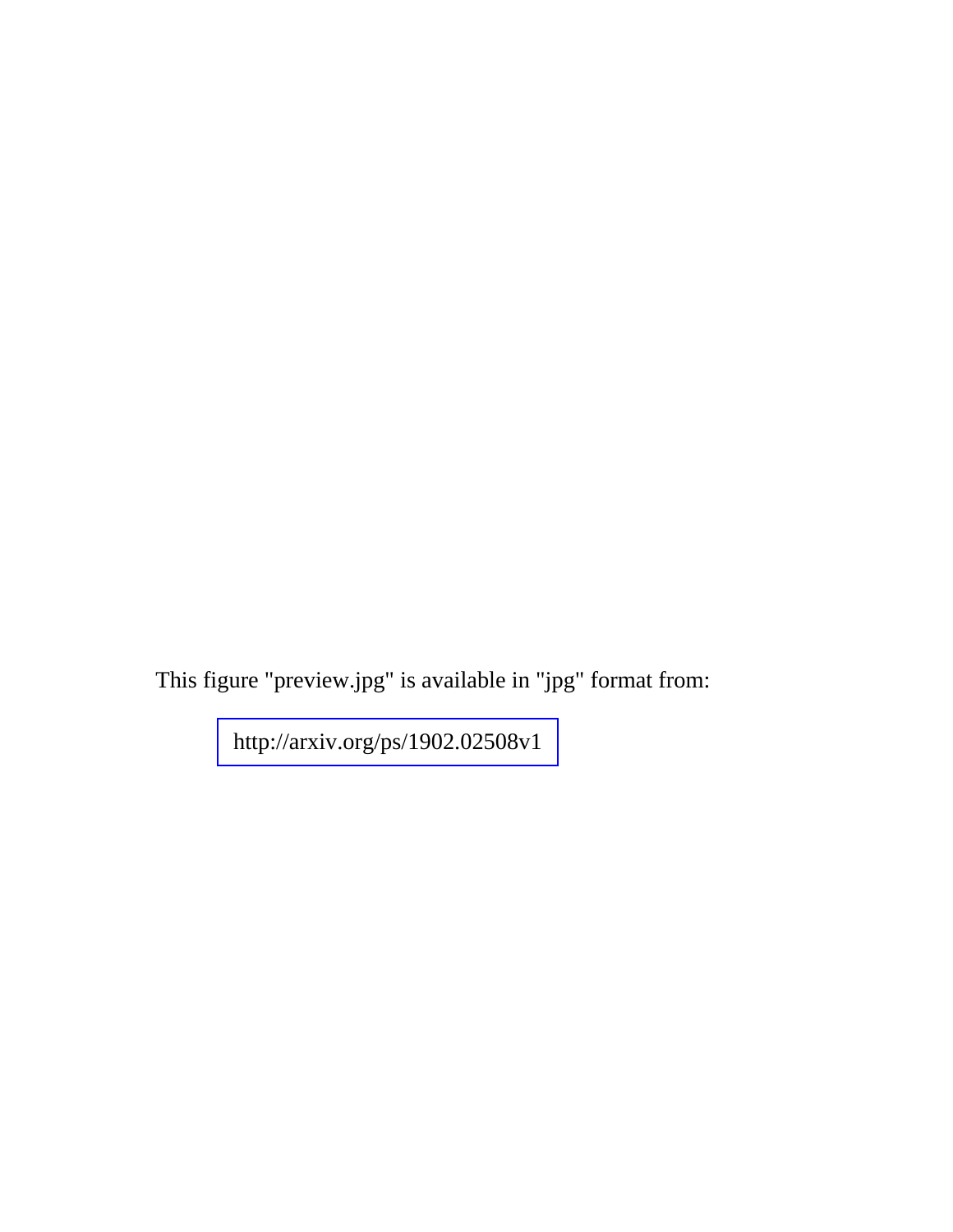This figure "preview.jpg" is available in "jpg" format from:

http://arxiv.org/ps/1902.02508v1